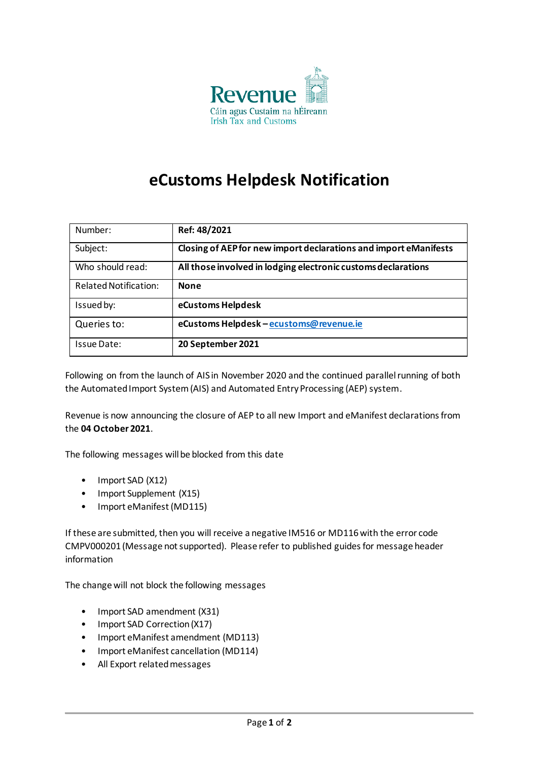Revenue

Cáin agus Custaim na hÉireann
Irish Tax and Customs

# eCustoms Helpdesk Notification

| Number: | **Ref: 48/2021** |
|---|---|
| Subject: | **Closing of AEP for new import declarations and import eManifests** |
| Who should read: | **All those involved in lodging electronic customs declarations** |
| Related Notification: | **None** |
| Issued by: | **eCustoms Helpdesk** |
| Queries to: | **eCustoms Helpdesk – ecustoms@revenue.ie** |
| Issue Date: | **20 September 2021** |

Following on from the launch of AIS in November 2020 and the continued parallel running of both the Automated Import System (AIS) and Automated Entry Processing (AEP) system.

Revenue is now announcing the closure of AEP to all new Import and eManifest declarations from the **04 October 2021**.

The following messages will be blocked from this date

- Import SAD (X12)
- Import Supplement (X15)
- Import eManifest (MD115)

If these are submitted, then you will receive a negative IM516 or MD116 with the error code CMPV000201 (Message not supported). Please refer to published guides for message header information

The change will not block the following messages

- Import SAD amendment (X31)
- Import SAD Correction (X17)
- Import eManifest amendment (MD113)
- Import eManifest cancellation (MD114)
- All Export related messages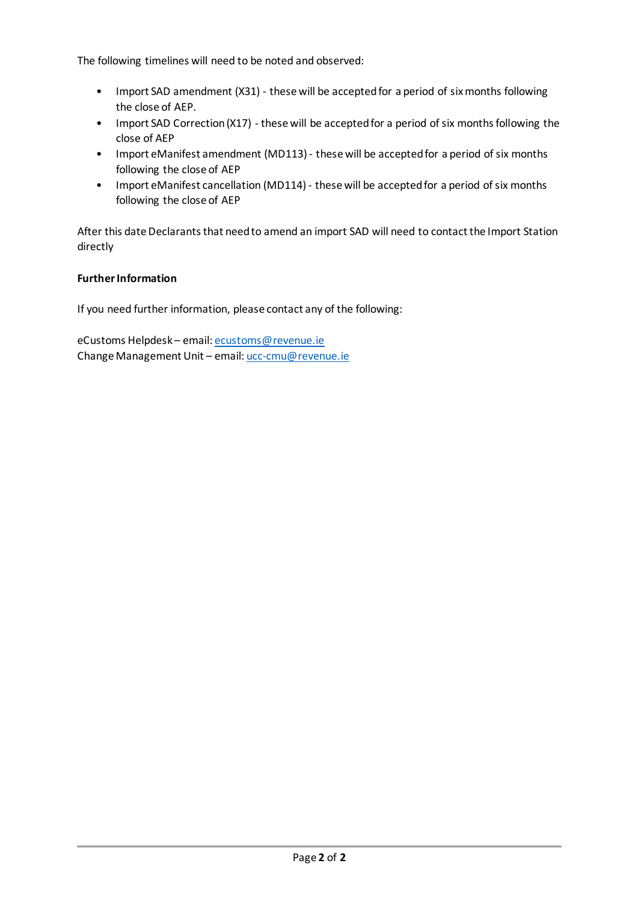The following timelines will need to be noted and observed:

- Import SAD amendment (X31) - these will be accepted for a period of six months following the close of AEP.
- Import SAD Correction (X17) - these will be accepted for a period of six months following the close of AEP
- Import eManifest amendment (MD113) - these will be accepted for a period of six months following the close of AEP
- Import eManifest cancellation (MD114) - these will be accepted for a period of six months following the close of AEP

After this date Declarants that need to amend an import SAD will need to contact the Import Station directly

**Further Information**

If you need further information, please contact any of the following:

eCustoms Helpdesk – email: ecustoms@revenue.ie
Change Management Unit – email: ucc-cmu@revenue.ie